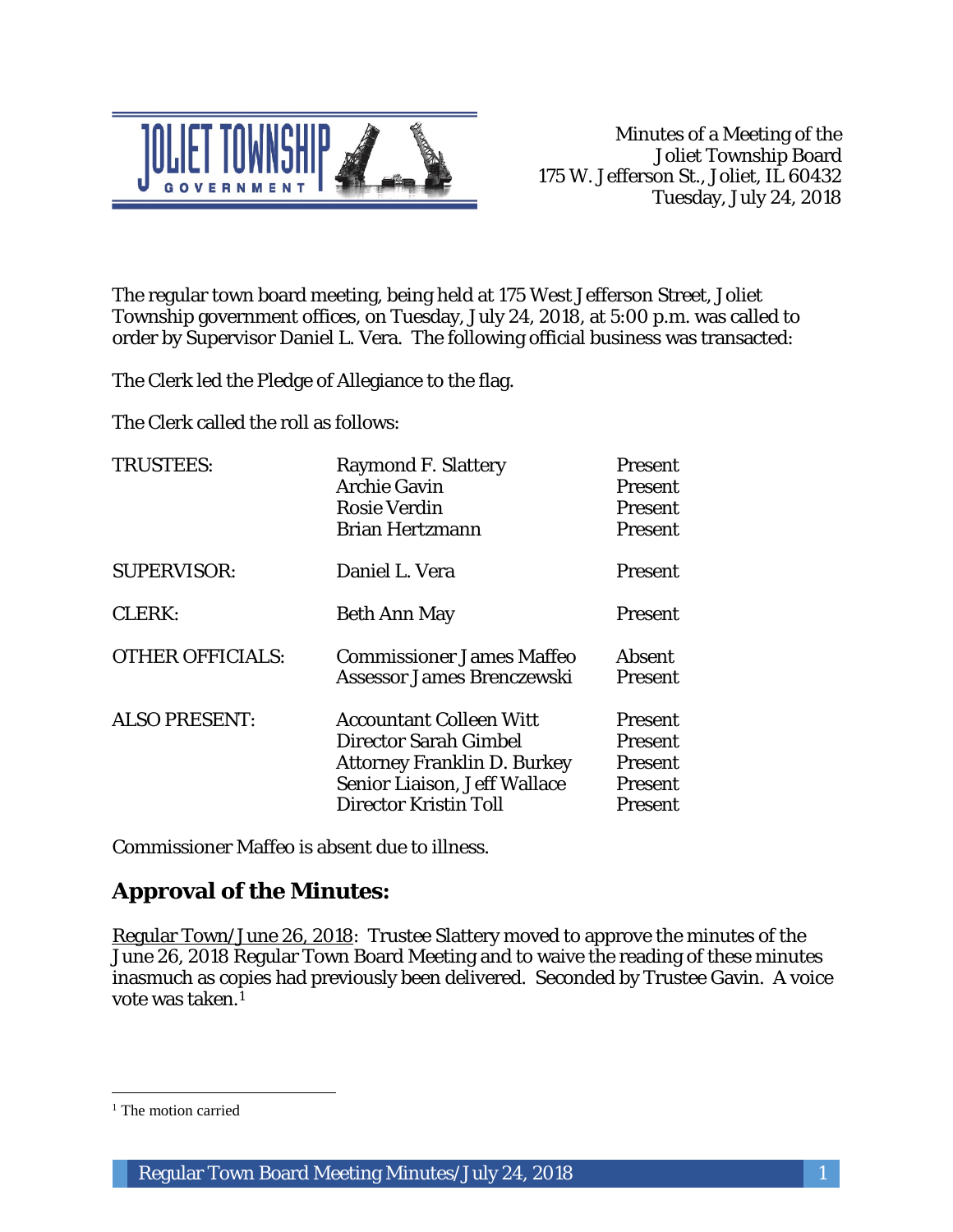Minutes of a Meeting of the
Joliet Township Board
175 W. Jefferson St., Joliet, IL 60432
Tuesday, July 24, 2018

The regular town board meeting, being held at 175 West Jefferson Street, Joliet Township government offices, on Tuesday, July 24, 2018, at 5:00 p.m. was called to order by Supervisor Daniel L. Vera. The following official business was transacted:

The Clerk led the Pledge of Allegiance to the flag.

The Clerk called the roll as follows:

| | | |
|---|---|---|
| TRUSTEES: | Raymond F. Slattery | Present |
| | Archie Gavin | Present |
| | Rosie Verdin | Present |
| | Brian Hertzmann | Present |
| SUPERVISOR: | Daniel L. Vera | Present |
| CLERK: | Beth Ann May | Present |
| OTHER OFFICIALS: | Commissioner James Maffeo | Absent |
| | Assessor James Brenczewski | Present |
| ALSO PRESENT: | Accountant Colleen Witt | Present |
| | Director Sarah Gimbel | Present |
| | Attorney Franklin D. Burkey | Present |
| | Senior Liaison, Jeff Wallace | Present |
| | Director Kristin Toll | Present |

Commissioner Maffeo is absent due to illness.

## Approval of the Minutes:

Regular Town/June 26, 2018: Trustee Slattery moved to approve the minutes of the June 26, 2018 Regular Town Board Meeting and to waive the reading of these minutes inasmuch as copies had previously been delivered. Seconded by Trustee Gavin. A voice vote was taken.[1]

[1] The motion carried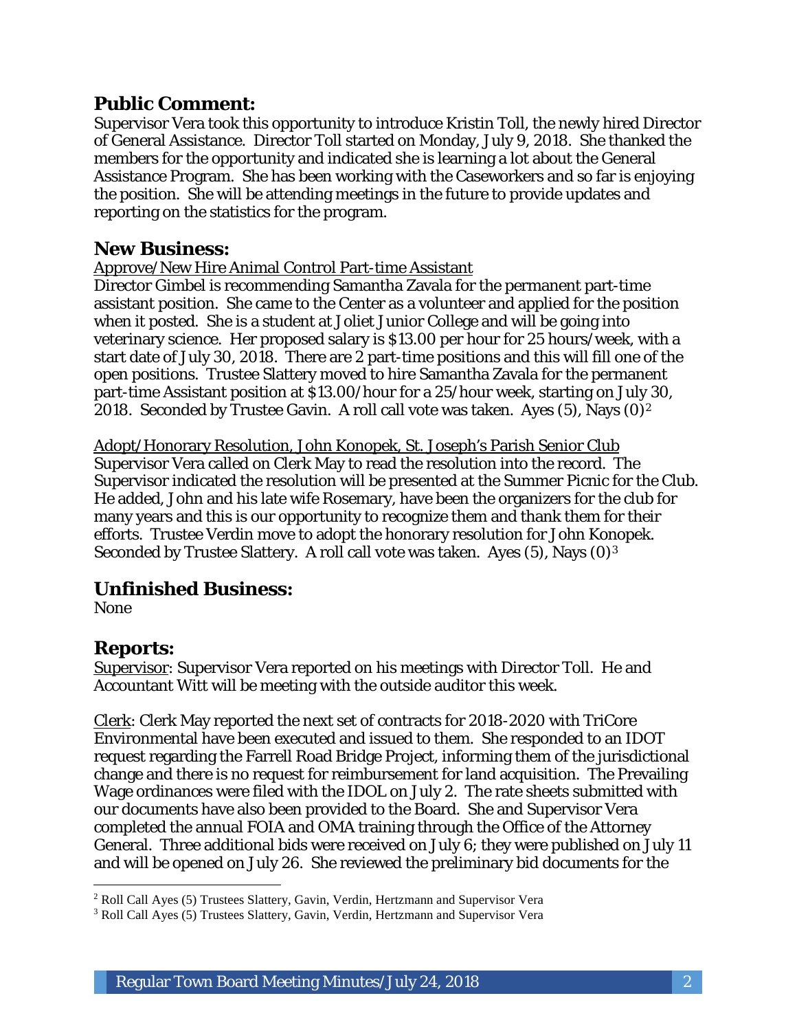## Public Comment:

Supervisor Vera took this opportunity to introduce Kristin Toll, the newly hired Director of General Assistance. Director Toll started on Monday, July 9, 2018. She thanked the members for the opportunity and indicated she is learning a lot about the General Assistance Program. She has been working with the Caseworkers and so far is enjoying the position. She will be attending meetings in the future to provide updates and reporting on the statistics for the program.

## New Business:

Approve/New Hire Animal Control Part-time Assistant

Director Gimbel is recommending Samantha Zavala for the permanent part-time assistant position. She came to the Center as a volunteer and applied for the position when it posted. She is a student at Joliet Junior College and will be going into veterinary science. Her proposed salary is $13.00 per hour for 25 hours/week, with a start date of July 30, 2018. There are 2 part-time positions and this will fill one of the open positions. Trustee Slattery moved to hire Samantha Zavala for the permanent part-time Assistant position at $13.00/hour for a 25/hour week, starting on July 30, 2018. Seconded by Trustee Gavin. A roll call vote was taken. Ayes (5), Nays (0)[2]

Adopt/Honorary Resolution, John Konopek, St. Joseph's Parish Senior Club

Supervisor Vera called on Clerk May to read the resolution into the record. The Supervisor indicated the resolution will be presented at the Summer Picnic for the Club. He added, John and his late wife Rosemary, have been the organizers for the club for many years and this is our opportunity to recognize them and thank them for their efforts. Trustee Verdin move to adopt the honorary resolution for John Konopek. Seconded by Trustee Slattery. A roll call vote was taken. Ayes (5), Nays (0)[3]

## Unfinished Business:

None

## Reports:

Supervisor: Supervisor Vera reported on his meetings with Director Toll. He and Accountant Witt will be meeting with the outside auditor this week.

Clerk: Clerk May reported the next set of contracts for 2018-2020 with TriCore Environmental have been executed and issued to them. She responded to an IDOT request regarding the Farrell Road Bridge Project, informing them of the jurisdictional change and there is no request for reimbursement for land acquisition. The Prevailing Wage ordinances were filed with the IDOL on July 2. The rate sheets submitted with our documents have also been provided to the Board. She and Supervisor Vera completed the annual FOIA and OMA training through the Office of the Attorney General. Three additional bids were received on July 6; they were published on July 11 and will be opened on July 26. She reviewed the preliminary bid documents for the

[2] Roll Call Ayes (5) Trustees Slattery, Gavin, Verdin, Hertzmann and Supervisor Vera

[3] Roll Call Ayes (5) Trustees Slattery, Gavin, Verdin, Hertzmann and Supervisor Vera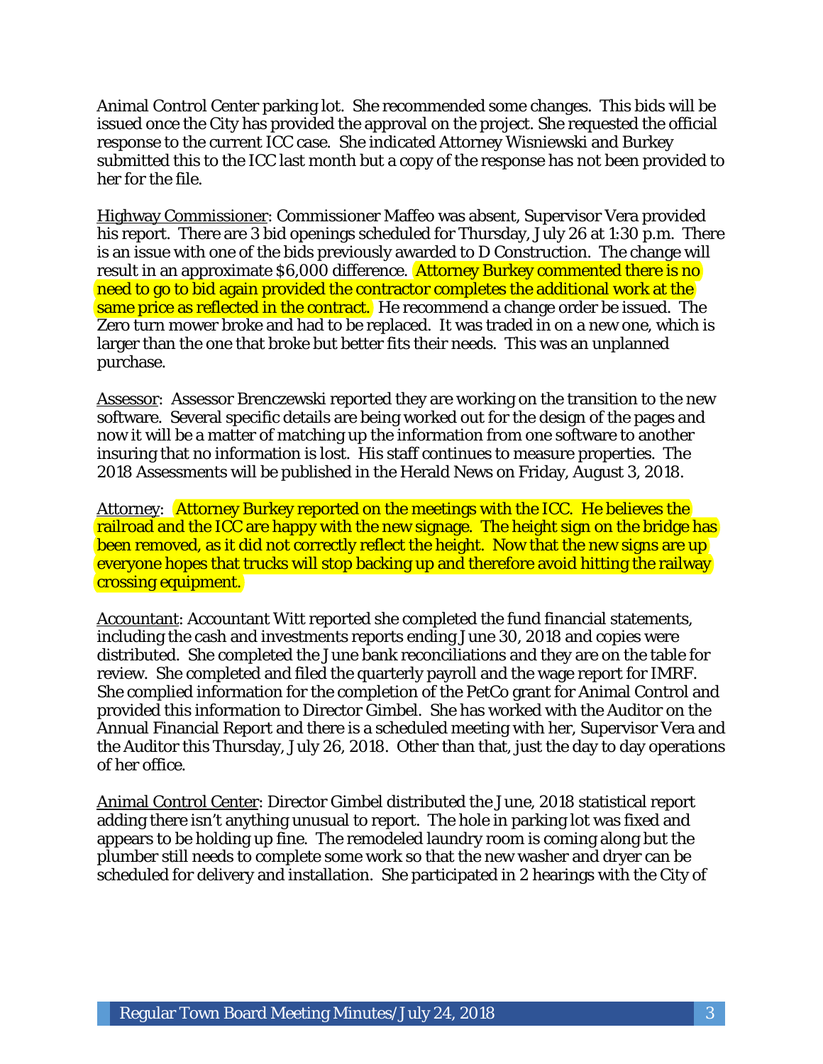Animal Control Center parking lot. She recommended some changes. This bids will be issued once the City has provided the approval on the project. She requested the official response to the current ICC case. She indicated Attorney Wisniewski and Burkey submitted this to the ICC last month but a copy of the response has not been provided to her for the file.

Highway Commissioner: Commissioner Maffeo was absent, Supervisor Vera provided his report. There are 3 bid openings scheduled for Thursday, July 26 at 1:30 p.m. There is an issue with one of the bids previously awarded to D Construction. The change will result in an approximate $6,000 difference. Attorney Burkey commented there is no need to go to bid again provided the contractor completes the additional work at the same price as reflected in the contract. He recommend a change order be issued. The Zero turn mower broke and had to be replaced. It was traded in on a new one, which is larger than the one that broke but better fits their needs. This was an unplanned purchase.

Assessor: Assessor Brenczewski reported they are working on the transition to the new software. Several specific details are being worked out for the design of the pages and now it will be a matter of matching up the information from one software to another insuring that no information is lost. His staff continues to measure properties. The 2018 Assessments will be published in the Herald News on Friday, August 3, 2018.

Attorney: Attorney Burkey reported on the meetings with the ICC. He believes the railroad and the ICC are happy with the new signage. The height sign on the bridge has been removed, as it did not correctly reflect the height. Now that the new signs are up everyone hopes that trucks will stop backing up and therefore avoid hitting the railway crossing equipment.

Accountant: Accountant Witt reported she completed the fund financial statements, including the cash and investments reports ending June 30, 2018 and copies were distributed. She completed the June bank reconciliations and they are on the table for review. She completed and filed the quarterly payroll and the wage report for IMRF. She complied information for the completion of the PetCo grant for Animal Control and provided this information to Director Gimbel. She has worked with the Auditor on the Annual Financial Report and there is a scheduled meeting with her, Supervisor Vera and the Auditor this Thursday, July 26, 2018. Other than that, just the day to day operations of her office.

Animal Control Center: Director Gimbel distributed the June, 2018 statistical report adding there isn't anything unusual to report. The hole in parking lot was fixed and appears to be holding up fine. The remodeled laundry room is coming along but the plumber still needs to complete some work so that the new washer and dryer can be scheduled for delivery and installation. She participated in 2 hearings with the City of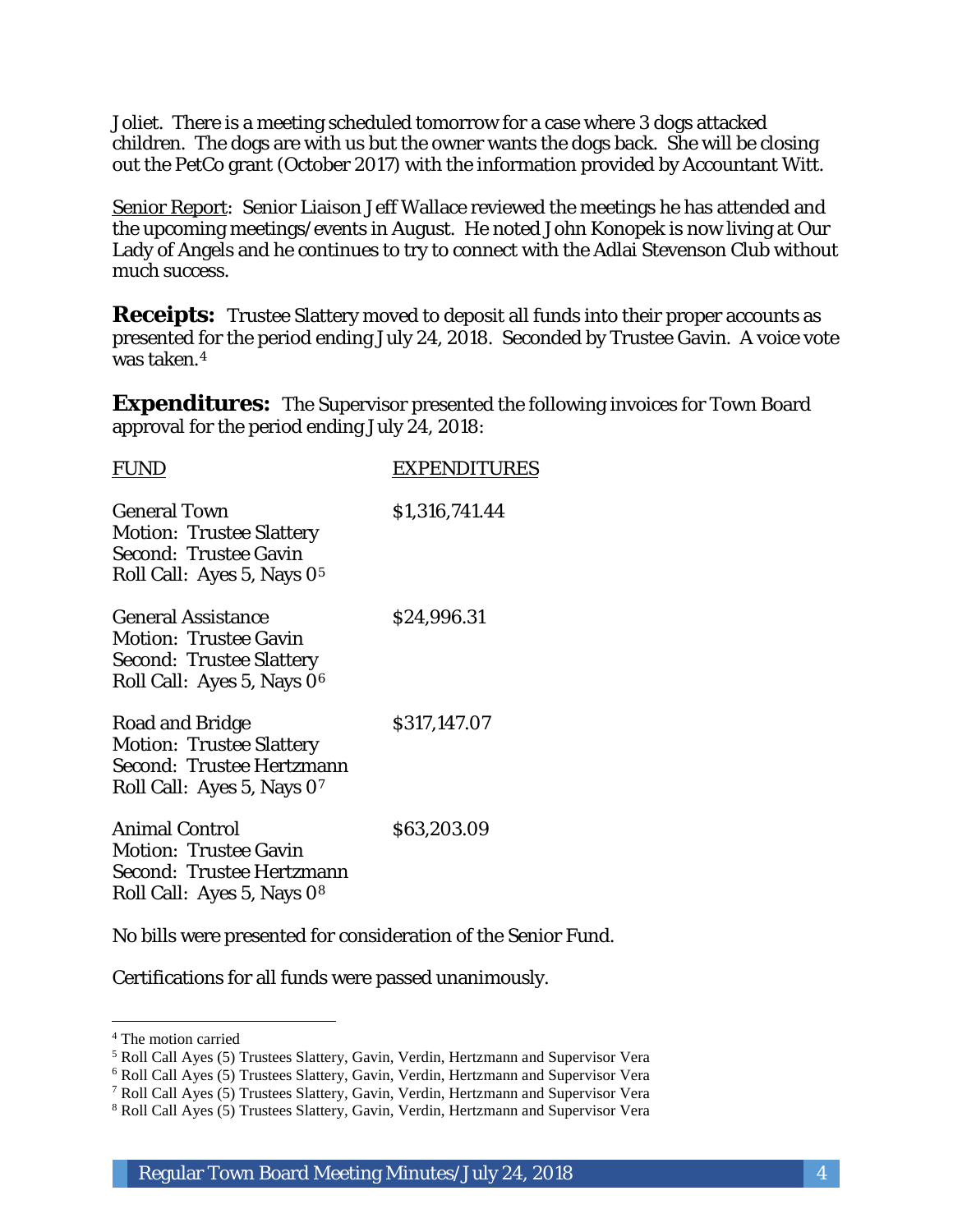Joliet. There is a meeting scheduled tomorrow for a case where 3 dogs attacked children. The dogs are with us but the owner wants the dogs back. She will be closing out the PetCo grant (October 2017) with the information provided by Accountant Witt.

Senior Report: Senior Liaison Jeff Wallace reviewed the meetings he has attended and the upcoming meetings/events in August. He noted John Konopek is now living at Our Lady of Angels and he continues to try to connect with the Adlai Stevenson Club without much success.

**Receipts:** Trustee Slattery moved to deposit all funds into their proper accounts as presented for the period ending July 24, 2018. Seconded by Trustee Gavin. A voice vote was taken.[4]

**Expenditures:** The Supervisor presented the following invoices for Town Board approval for the period ending July 24, 2018:

| FUND | EXPENDITURES |
|---|---|
| General Town<br>Motion: Trustee Slattery<br>Second: Trustee Gavin<br>Roll Call: Ayes 5, Nays 0[5] | $1,316,741.44 |
| General Assistance<br>Motion: Trustee Gavin<br>Second: Trustee Slattery<br>Roll Call: Ayes 5, Nays 0[6] | $24,996.31 |
| Road and Bridge<br>Motion: Trustee Slattery<br>Second: Trustee Hertzmann<br>Roll Call: Ayes 5, Nays 0[7] | $317,147.07 |
| Animal Control<br>Motion: Trustee Gavin<br>Second: Trustee Hertzmann<br>Roll Call: Ayes 5, Nays 0[8] | $63,203.09 |

No bills were presented for consideration of the Senior Fund.

Certifications for all funds were passed unanimously.

---

[4] The motion carried

[5] Roll Call Ayes (5) Trustees Slattery, Gavin, Verdin, Hertzmann and Supervisor Vera

[6] Roll Call Ayes (5) Trustees Slattery, Gavin, Verdin, Hertzmann and Supervisor Vera

[7] Roll Call Ayes (5) Trustees Slattery, Gavin, Verdin, Hertzmann and Supervisor Vera

[8] Roll Call Ayes (5) Trustees Slattery, Gavin, Verdin, Hertzmann and Supervisor Vera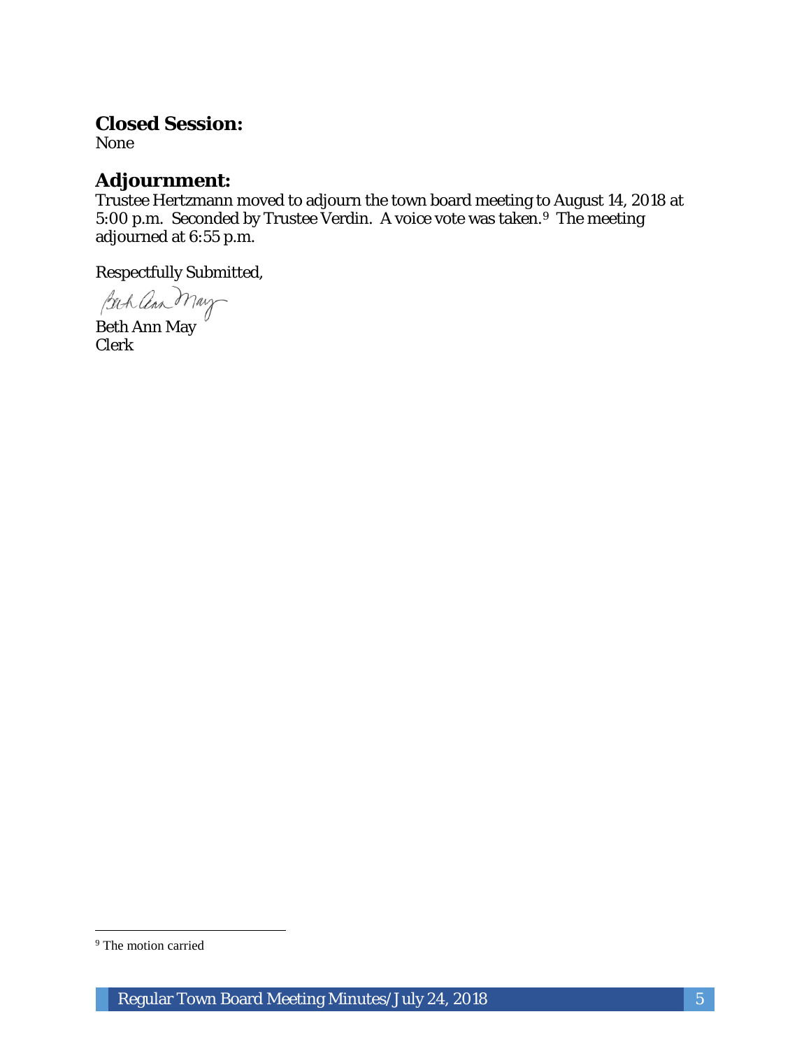## Closed Session:

None

## Adjournment:

Trustee Hertzmann moved to adjourn the town board meeting to August 14, 2018 at 5:00 p.m. Seconded by Trustee Verdin. A voice vote was taken.[9] The meeting adjourned at 6:55 p.m.

Respectfully Submitted,

Beth Ann May
Clerk

[9] The motion carried